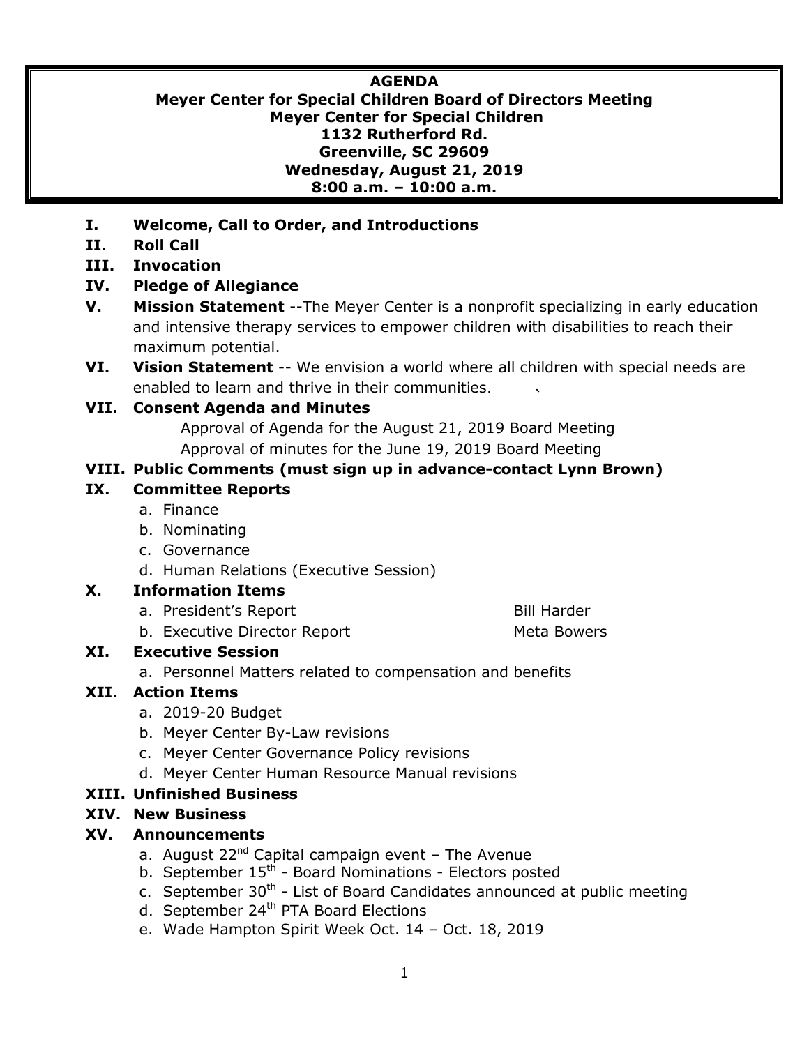# AGENDA

**Meyer Center for Special Children Board of Directors Meeting**
**Meyer Center for Special Children**
**1132 Rutherford Rd.**
**Greenville, SC 29609**
**Wednesday, August 21, 2019**
**8:00 a.m. – 10:00 a.m.**

**I. Welcome, Call to Order, and Introductions**

**II. Roll Call**

**III. Invocation**

**IV. Pledge of Allegiance**

**V. Mission Statement** --The Meyer Center is a nonprofit specializing in early education and intensive therapy services to empower children with disabilities to reach their maximum potential.

**VI. Vision Statement** -- We envision a world where all children with special needs are enabled to learn and thrive in their communities.

**VII. Consent Agenda and Minutes**

Approval of Agenda for the August 21, 2019 Board Meeting
Approval of minutes for the June 19, 2019 Board Meeting

**VIII. Public Comments (must sign up in advance-contact Lynn Brown)**

**IX. Committee Reports**

a. Finance
b. Nominating
c. Governance
d. Human Relations (Executive Session)

**X. Information Items**

a. President's Report — Bill Harder
b. Executive Director Report — Meta Bowers

**XI. Executive Session**

a. Personnel Matters related to compensation and benefits

**XII. Action Items**

a. 2019-20 Budget
b. Meyer Center By-Law revisions
c. Meyer Center Governance Policy revisions
d. Meyer Center Human Resource Manual revisions

**XIII. Unfinished Business**

**XIV. New Business**

**XV. Announcements**

a. August 22nd Capital campaign event – The Avenue
b. September 15th - Board Nominations - Electors posted
c. September 30th - List of Board Candidates announced at public meeting
d. September 24th PTA Board Elections
e. Wade Hampton Spirit Week Oct. 14 – Oct. 18, 2019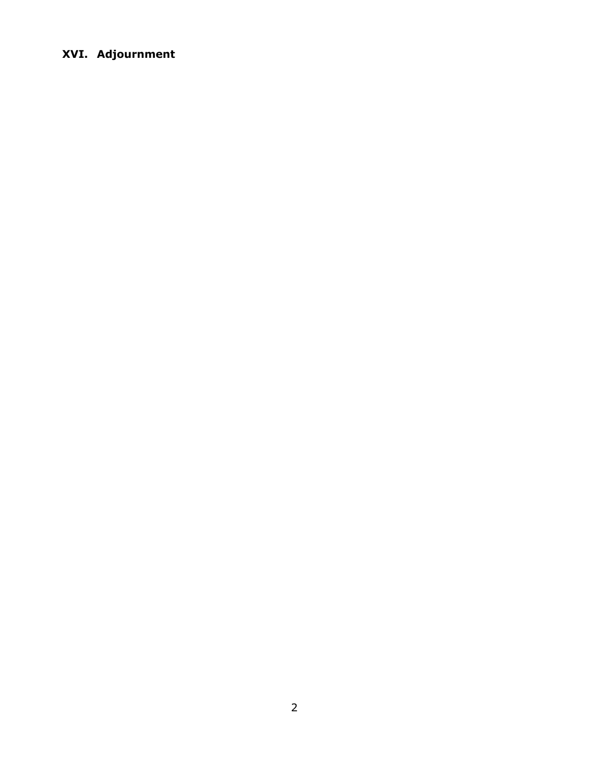**XVI. Adjournment**